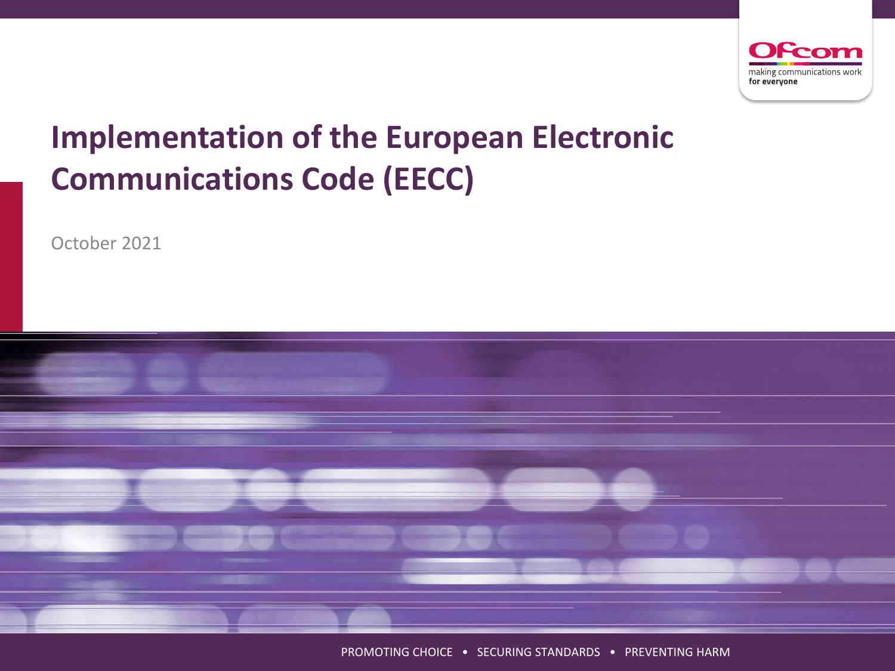# Implementation of the European Electronic Communications Code (EECC)

October 2021

PROMOTING CHOICE • SECURING STANDARDS • PREVENTING HARM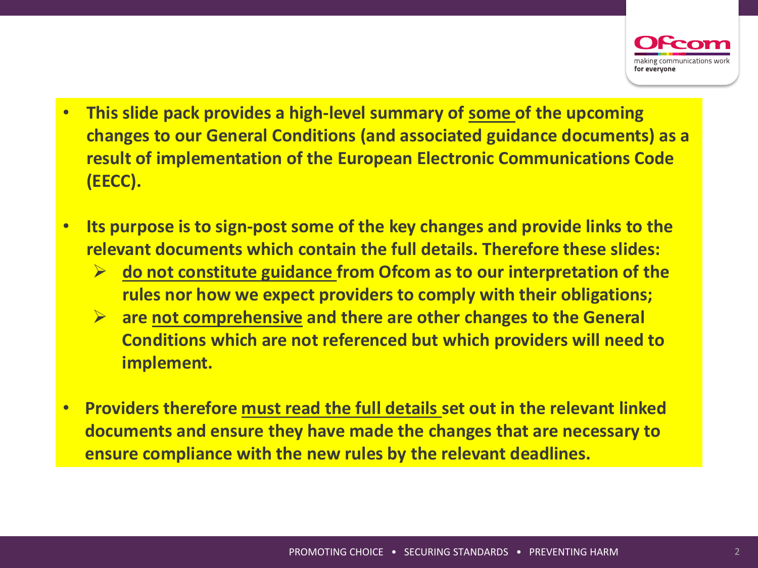- **This slide pack provides a high-level summary of <u>some</u> of the upcoming changes to our General Conditions (and associated guidance documents) as a result of implementation of the European Electronic Communications Code (EECC).**

- **Its purpose is to sign-post some of the key changes and provide links to the relevant documents which contain the full details. Therefore these slides:**
  - **<u>do not constitute guidance</u> from Ofcom as to our interpretation of the rules nor how we expect providers to comply with their obligations;**
  - **are <u>not comprehensive</u> and there are other changes to the General Conditions which are not referenced but which providers will need to implement.**

- **Providers therefore <u>must read the full details</u> set out in the relevant linked documents and ensure they have made the changes that are necessary to ensure compliance with the new rules by the relevant deadlines.**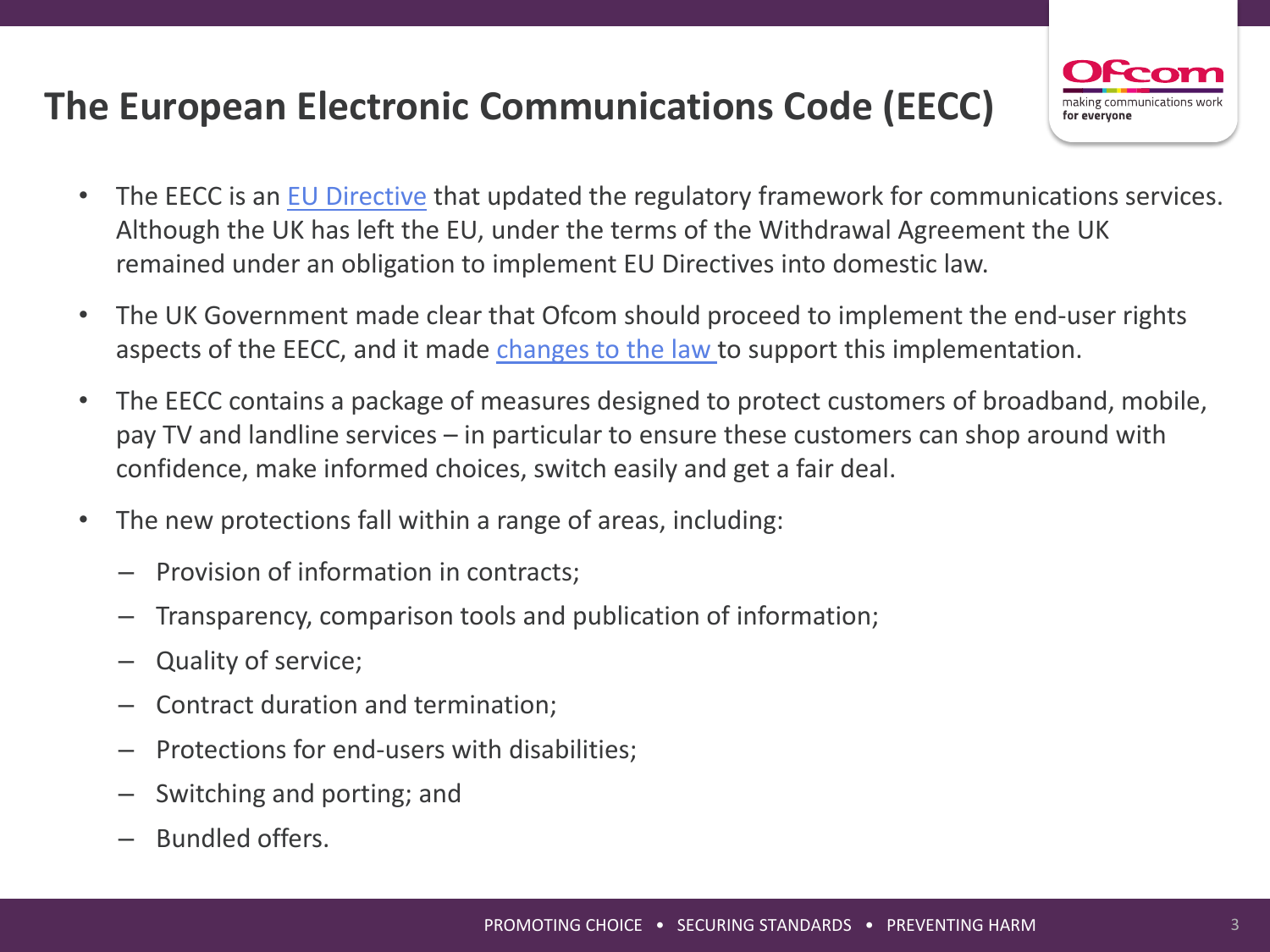# The European Electronic Communications Code (EECC)

- The EECC is an EU Directive that updated the regulatory framework for communications services. Although the UK has left the EU, under the terms of the Withdrawal Agreement the UK remained under an obligation to implement EU Directives into domestic law.
- The UK Government made clear that Ofcom should proceed to implement the end-user rights aspects of the EECC, and it made changes to the law to support this implementation.
- The EECC contains a package of measures designed to protect customers of broadband, mobile, pay TV and landline services – in particular to ensure these customers can shop around with confidence, make informed choices, switch easily and get a fair deal.
- The new protections fall within a range of areas, including:
  - Provision of information in contracts;
  - Transparency, comparison tools and publication of information;
  - Quality of service;
  - Contract duration and termination;
  - Protections for end-users with disabilities;
  - Switching and porting; and
  - Bundled offers.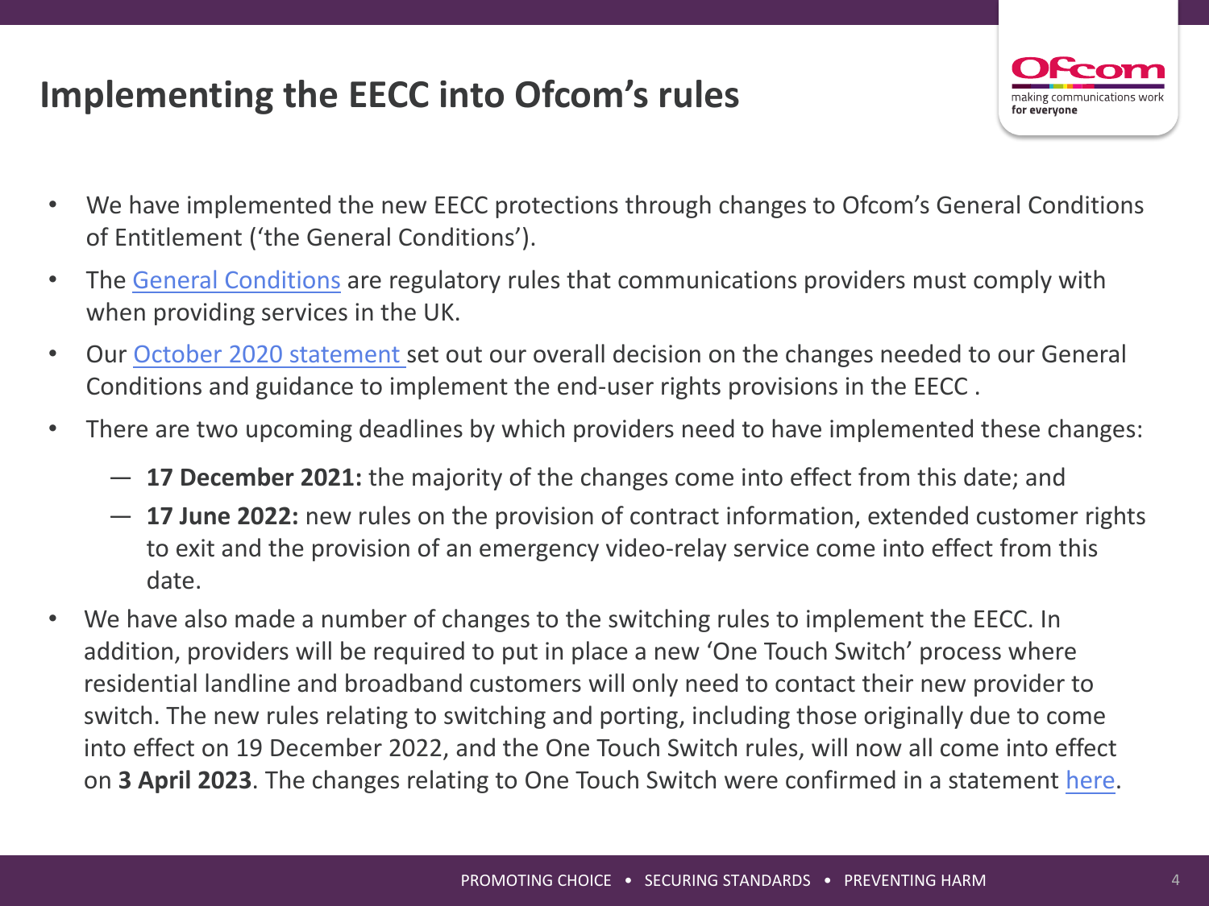# Implementing the EECC into Ofcom's rules

- We have implemented the new EECC protections through changes to Ofcom's General Conditions of Entitlement ('the General Conditions').
- The General Conditions are regulatory rules that communications providers must comply with when providing services in the UK.
- Our October 2020 statement set out our overall decision on the changes needed to our General Conditions and guidance to implement the end-user rights provisions in the EECC .
- There are two upcoming deadlines by which providers need to have implemented these changes:
  - **17 December 2021:** the majority of the changes come into effect from this date; and
  - **17 June 2022:** new rules on the provision of contract information, extended customer rights to exit and the provision of an emergency video-relay service come into effect from this date.
- We have also made a number of changes to the switching rules to implement the EECC. In addition, providers will be required to put in place a new 'One Touch Switch' process where residential landline and broadband customers will only need to contact their new provider to switch. The new rules relating to switching and porting, including those originally due to come into effect on 19 December 2022, and the One Touch Switch rules, will now all come into effect on **3 April 2023**. The changes relating to One Touch Switch were confirmed in a statement here.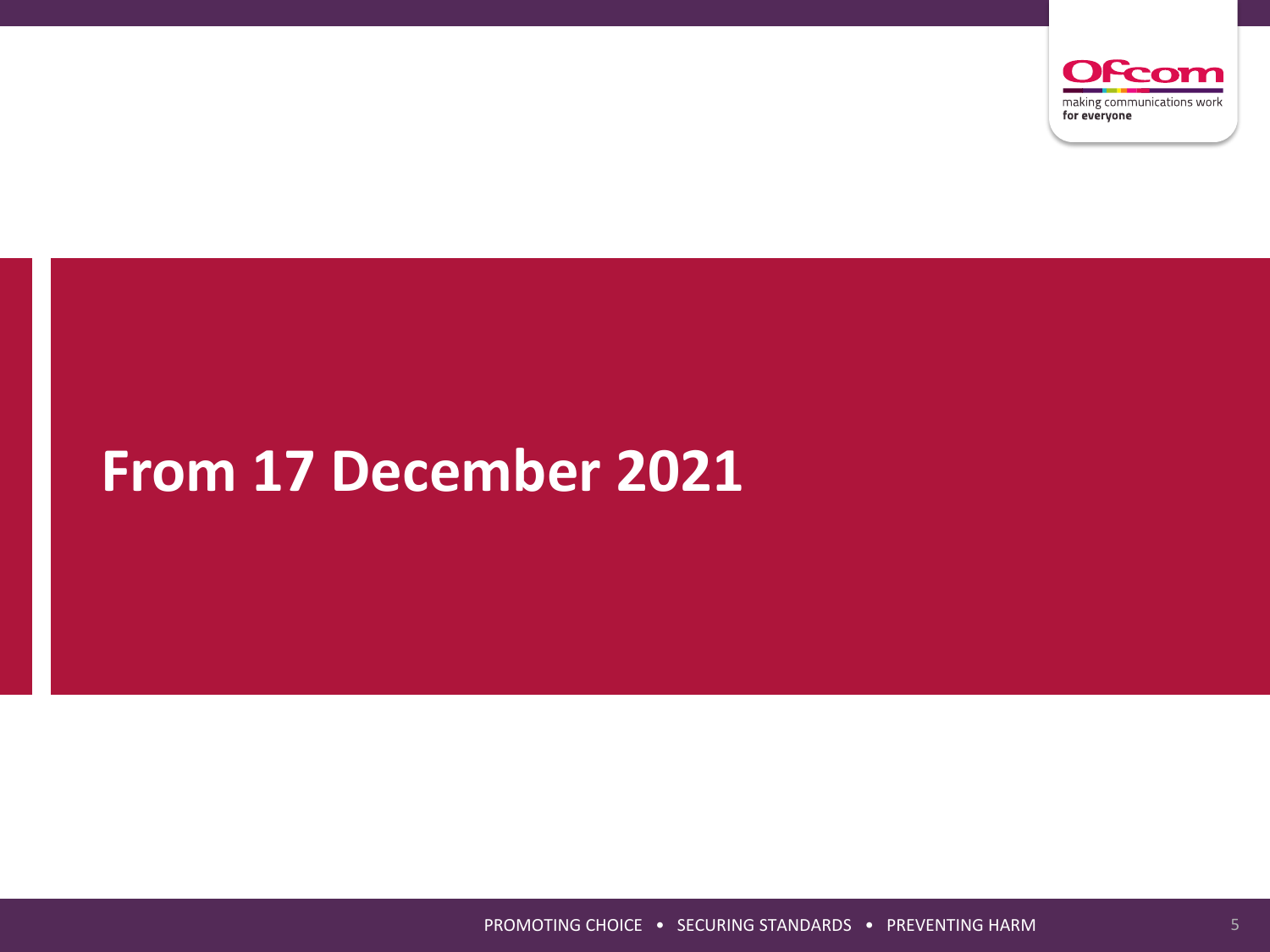# From 17 December 2021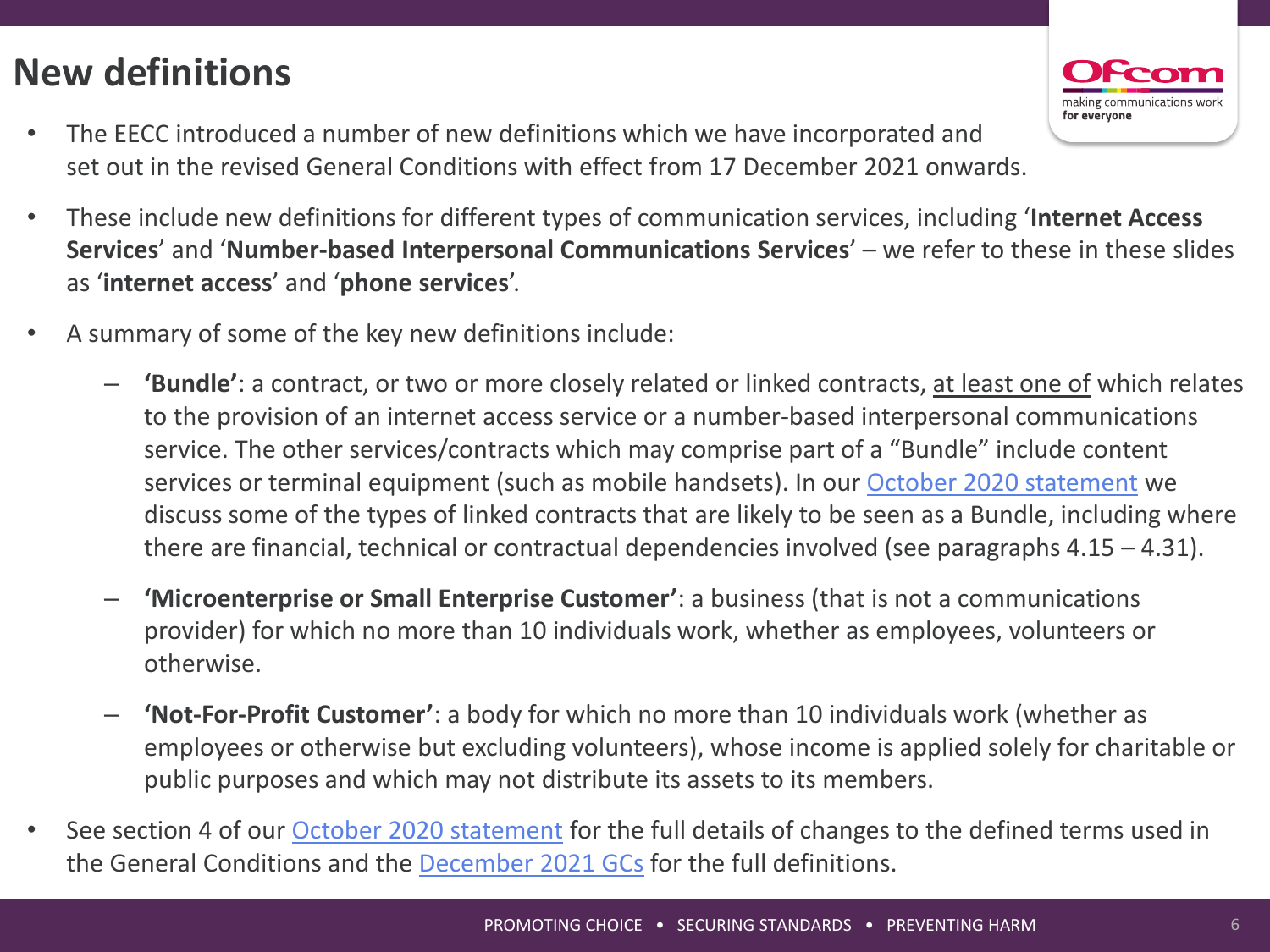# New definitions

- The EECC introduced a number of new definitions which we have incorporated and set out in the revised General Conditions with effect from 17 December 2021 onwards.
- These include new definitions for different types of communication services, including '**Internet Access Services**' and '**Number-based Interpersonal Communications Services**' – we refer to these in these slides as '**internet access**' and '**phone services**'.
- A summary of some of the key new definitions include:
  - **'Bundle'**: a contract, or two or more closely related or linked contracts, <u>at least one of</u> which relates to the provision of an internet access service or a number-based interpersonal communications service. The other services/contracts which may comprise part of a "Bundle" include content services or terminal equipment (such as mobile handsets). In our October 2020 statement we discuss some of the types of linked contracts that are likely to be seen as a Bundle, including where there are financial, technical or contractual dependencies involved (see paragraphs 4.15 – 4.31).
  - **'Microenterprise or Small Enterprise Customer'**: a business (that is not a communications provider) for which no more than 10 individuals work, whether as employees, volunteers or otherwise.
  - **'Not-For-Profit Customer'**: a body for which no more than 10 individuals work (whether as employees or otherwise but excluding volunteers), whose income is applied solely for charitable or public purposes and which may not distribute its assets to its members.
- See section 4 of our October 2020 statement for the full details of changes to the defined terms used in the General Conditions and the December 2021 GCs for the full definitions.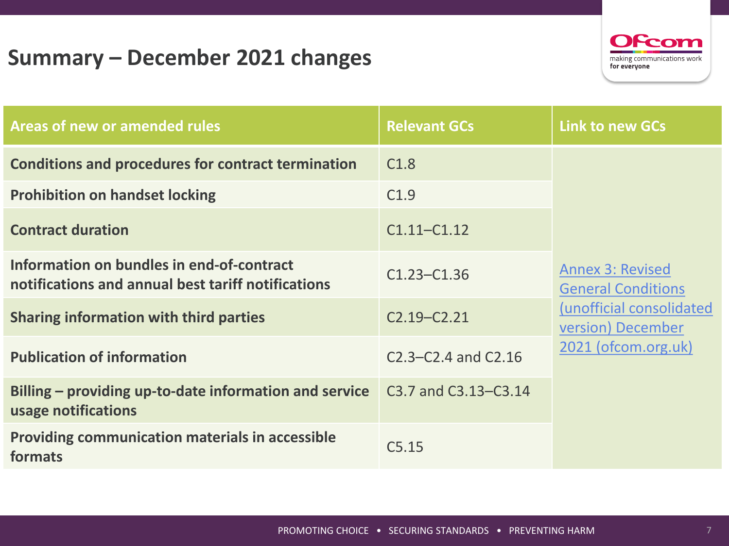# Summary – December 2021 changes

| Areas of new or amended rules | Relevant GCs | Link to new GCs |
|---|---|---|
| **Conditions and procedures for contract termination** | C1.8 | Annex 3: Revised General Conditions (unofficial consolidated version) December 2021 (ofcom.org.uk) |
| **Prohibition on handset locking** | C1.9 | |
| **Contract duration** | C1.11–C1.12 | |
| **Information on bundles in end-of-contract notifications and annual best tariff notifications** | C1.23–C1.36 | |
| **Sharing information with third parties** | C2.19–C2.21 | |
| **Publication of information** | C2.3–C2.4 and C2.16 | |
| **Billing – providing up-to-date information and service usage notifications** | C3.7 and C3.13–C3.14 | |
| **Providing communication materials in accessible formats** | C5.15 | |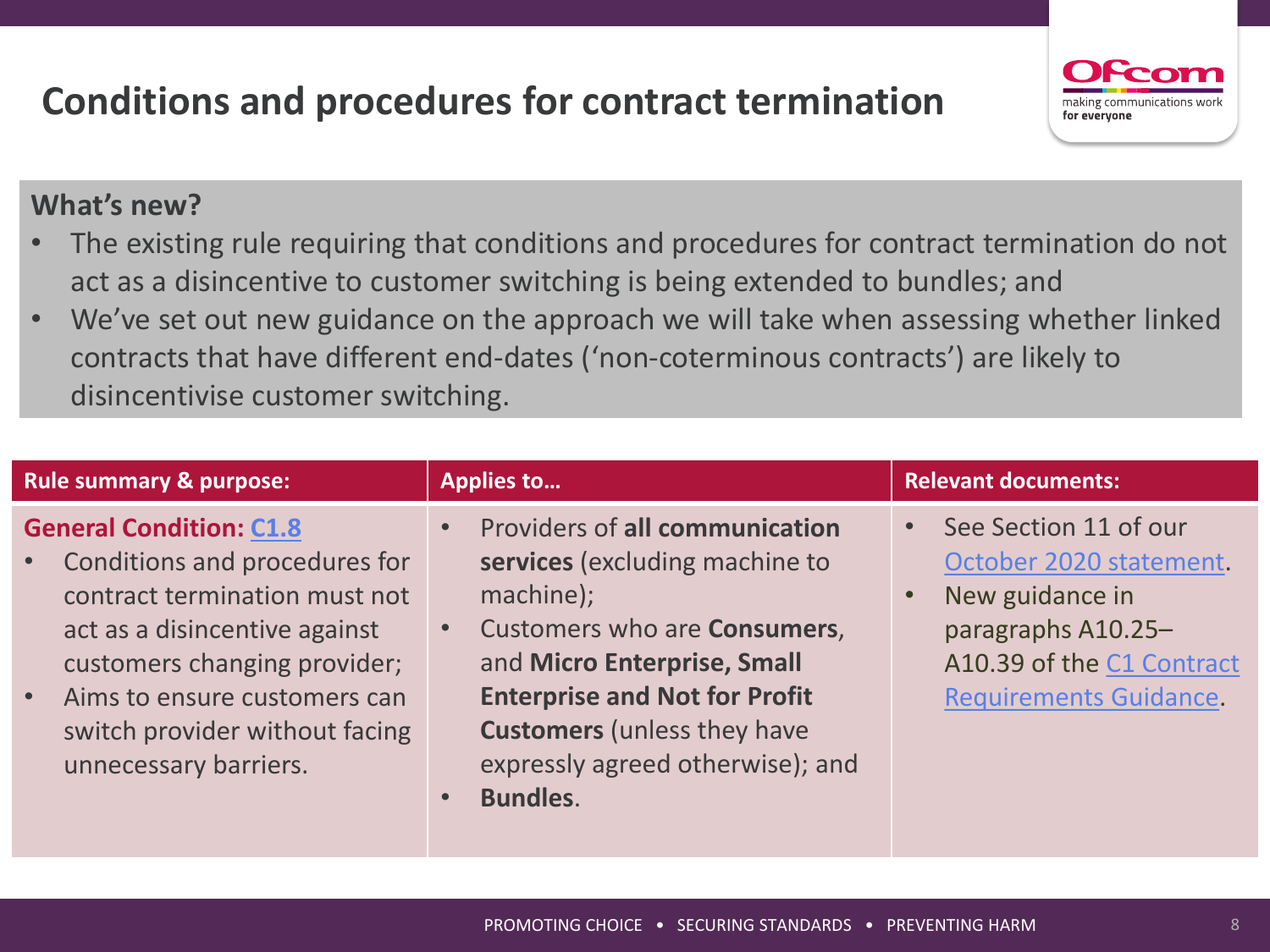# Conditions and procedures for contract termination

**What's new?**

- The existing rule requiring that conditions and procedures for contract termination do not act as a disincentive to customer switching is being extended to bundles; and
- We've set out new guidance on the approach we will take when assessing whether linked contracts that have different end-dates ('non-coterminous contracts') are likely to disincentivise customer switching.

| Rule summary & purpose: | Applies to… | Relevant documents: |
| --- | --- | --- |
| **General Condition: C1.8**<br>• Conditions and procedures for contract termination must not act as a disincentive against customers changing provider;<br>• Aims to ensure customers can switch provider without facing unnecessary barriers. | • Providers of **all communication services** (excluding machine to machine);<br>• Customers who are **Consumers**, and **Micro Enterprise, Small Enterprise and Not for Profit Customers** (unless they have expressly agreed otherwise); and<br>• **Bundles**. | • See Section 11 of our October 2020 statement.<br>• New guidance in paragraphs A10.25–A10.39 of the C1 Contract Requirements Guidance. |

PROMOTING CHOICE • SECURING STANDARDS • PREVENTING HARM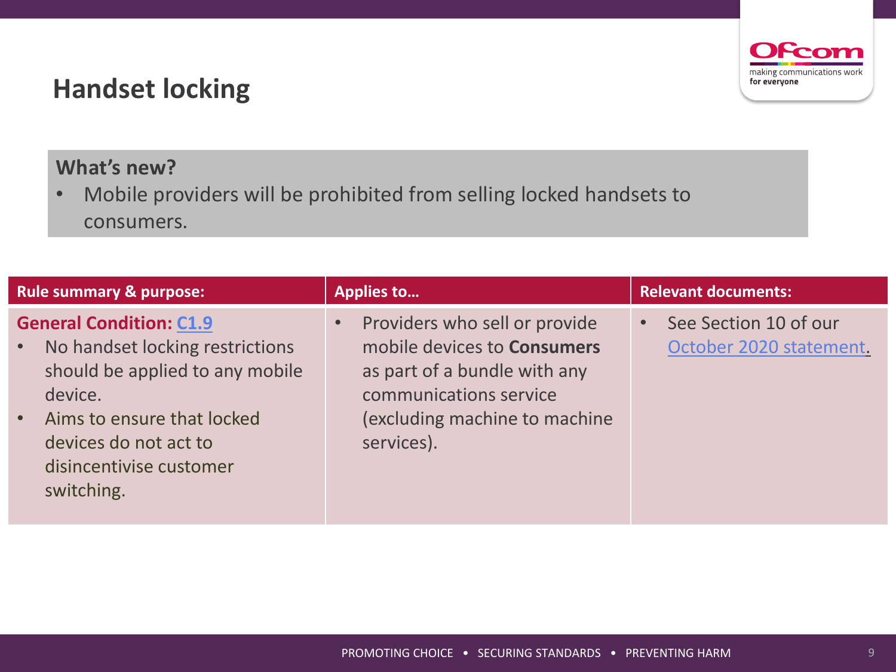# Handset locking

**What's new?**

- Mobile providers will be prohibited from selling locked handsets to consumers.

| Rule summary & purpose: | Applies to… | Relevant documents: |
| --- | --- | --- |
| **General Condition: C1.9**<br>• No handset locking restrictions should be applied to any mobile device.<br>• Aims to ensure that locked devices do not act to disincentivise customer switching. | • Providers who sell or provide mobile devices to **Consumers** as part of a bundle with any communications service (excluding machine to machine services). | • See Section 10 of our October 2020 statement. |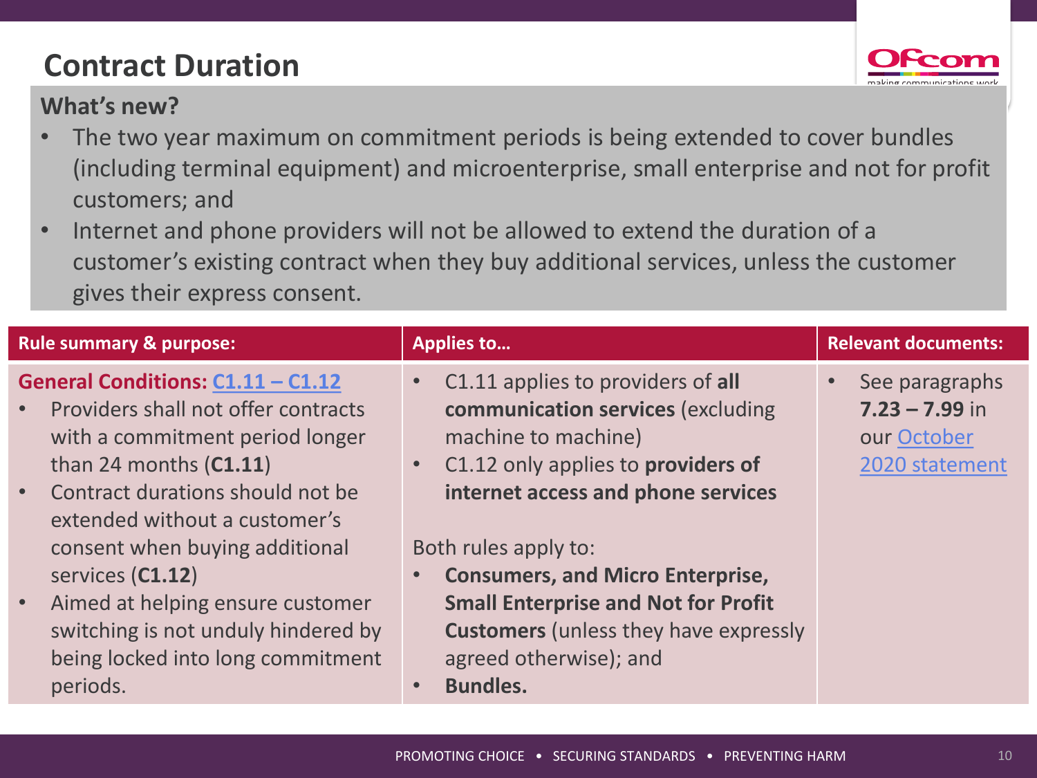# Contract Duration

**What's new?**

- The two year maximum on commitment periods is being extended to cover bundles (including terminal equipment) and microenterprise, small enterprise and not for profit customers; and
- Internet and phone providers will not be allowed to extend the duration of a customer's existing contract when they buy additional services, unless the customer gives their express consent.

| Rule summary & purpose: | Applies to… | Relevant documents: |
|---|---|---|
| **General Conditions: C1.11 – C1.12**<br>• Providers shall not offer contracts with a commitment period longer than 24 months (**C1.11**)<br>• Contract durations should not be extended without a customer's consent when buying additional services (**C1.12**)<br>• Aimed at helping ensure customer switching is not unduly hindered by being locked into long commitment periods. | • C1.11 applies to providers of **all communication services** (excluding machine to machine)<br>• C1.12 only applies to **providers of internet access and phone services**<br><br>Both rules apply to:<br>• **Consumers, and Micro Enterprise, Small Enterprise and Not for Profit Customers** (unless they have expressly agreed otherwise); and<br>• **Bundles.** | • See paragraphs **7.23 – 7.99** in our October 2020 statement |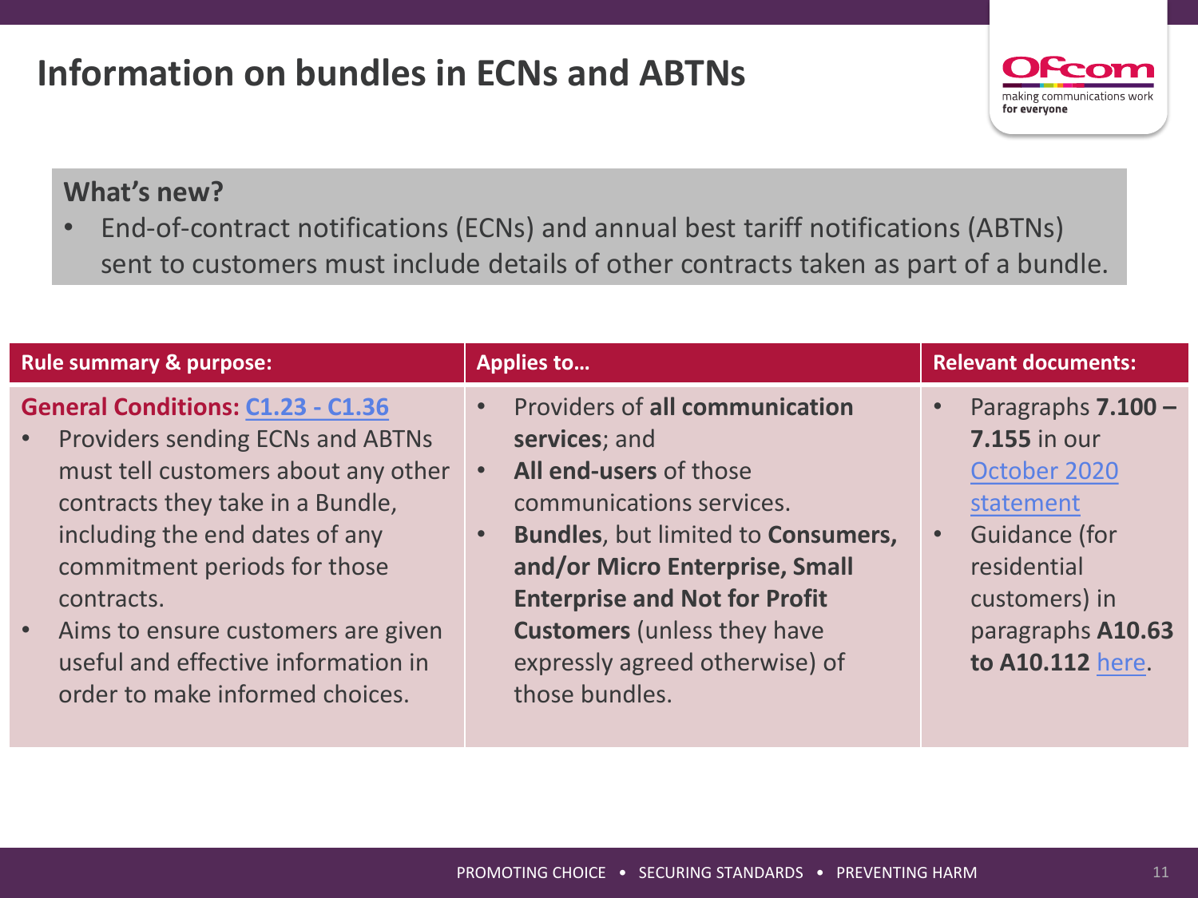# Information on bundles in ECNs and ABTNs

**What's new?**

- End-of-contract notifications (ECNs) and annual best tariff notifications (ABTNs) sent to customers must include details of other contracts taken as part of a bundle.

| Rule summary & purpose: | Applies to… | Relevant documents: |
| --- | --- | --- |
| **General Conditions: C1.23 - C1.36**<br>• Providers sending ECNs and ABTNs must tell customers about any other contracts they take in a Bundle, including the end dates of any commitment periods for those contracts.<br>• Aims to ensure customers are given useful and effective information in order to make informed choices. | • Providers of **all communication services**; and<br>• **All end-users** of those communications services.<br>• **Bundles**, but limited to **Consumers, and/or Micro Enterprise, Small Enterprise and Not for Profit Customers** (unless they have expressly agreed otherwise) of those bundles. | • Paragraphs **7.100 – 7.155** in our October 2020 statement<br>• Guidance (for residential customers) in paragraphs **A10.63 to A10.112** here. |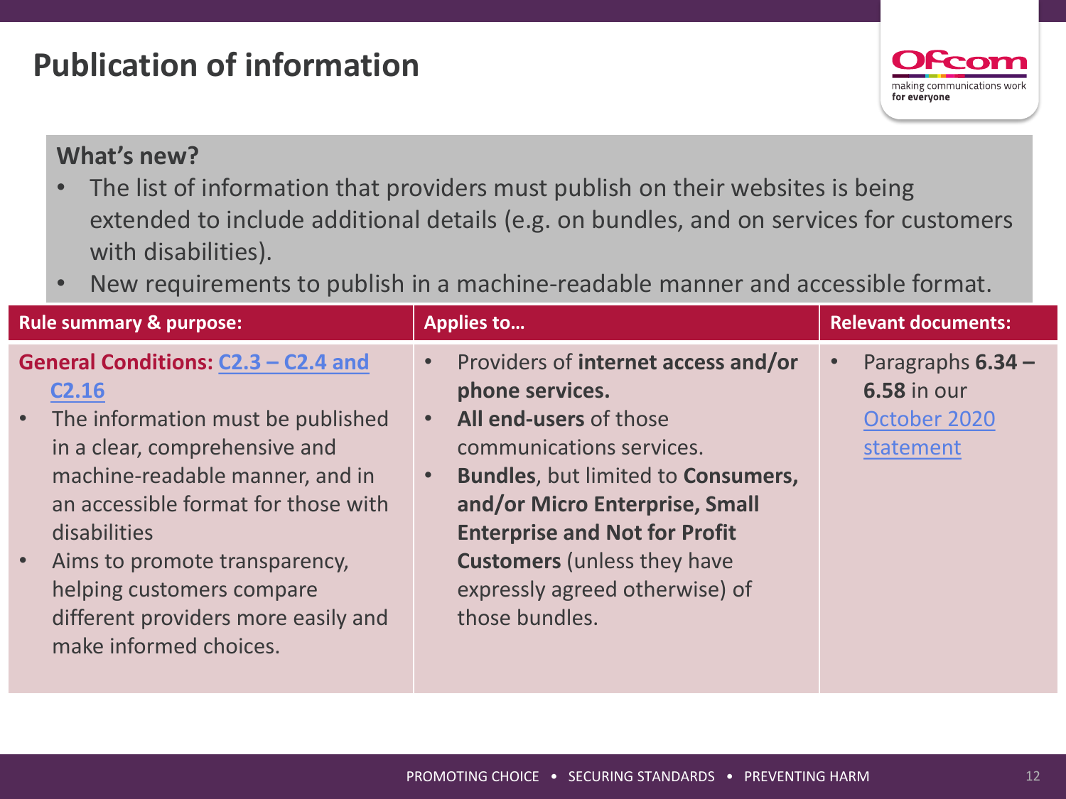# Publication of information

**What's new?**

- The list of information that providers must publish on their websites is being extended to include additional details (e.g. on bundles, and on services for customers with disabilities).
- New requirements to publish in a machine-readable manner and accessible format.

| Rule summary & purpose: | Applies to… | Relevant documents: |
| --- | --- | --- |
| **General Conditions: C2.3 – C2.4 and C2.16**<br>• The information must be published in a clear, comprehensive and machine-readable manner, and in an accessible format for those with disabilities<br>• Aims to promote transparency, helping customers compare different providers more easily and make informed choices. | • Providers of **internet access and/or phone services.**<br>• **All end-users** of those communications services.<br>• **Bundles**, but limited to **Consumers, and/or Micro Enterprise, Small Enterprise and Not for Profit Customers** (unless they have expressly agreed otherwise) of those bundles. | • Paragraphs **6.34 – 6.58** in our October 2020 statement |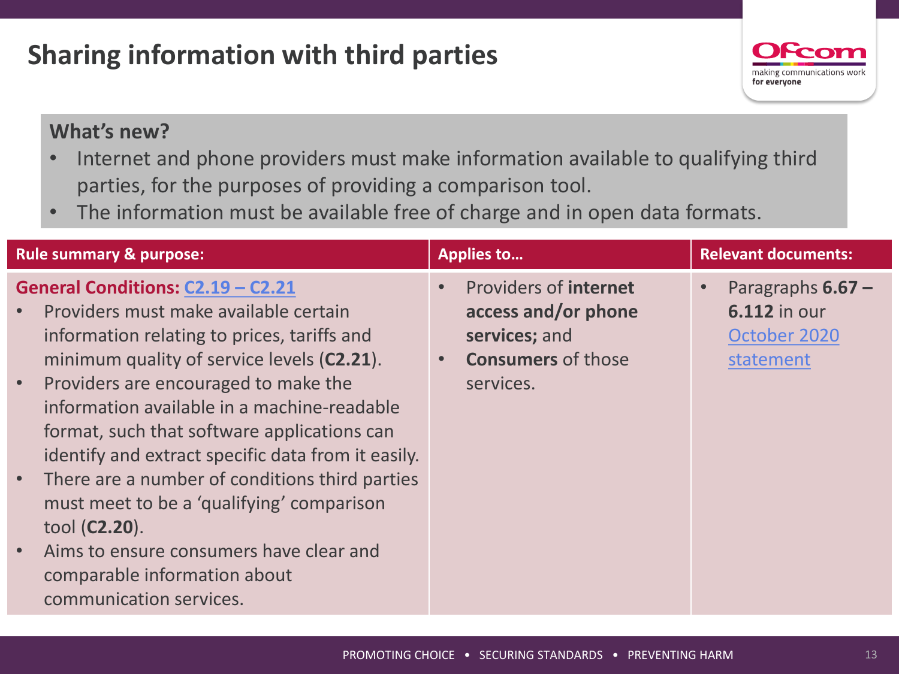# Sharing information with third parties

**What's new?**

- Internet and phone providers must make information available to qualifying third parties, for the purposes of providing a comparison tool.
- The information must be available free of charge and in open data formats.

| Rule summary & purpose: | Applies to… | Relevant documents: |
| --- | --- | --- |
| **General Conditions: C2.19 – C2.21**<br>• Providers must make available certain information relating to prices, tariffs and minimum quality of service levels (**C2.21**).<br>• Providers are encouraged to make the information available in a machine-readable format, such that software applications can identify and extract specific data from it easily.<br>• There are a number of conditions third parties must meet to be a 'qualifying' comparison tool (**C2.20**).<br>• Aims to ensure consumers have clear and comparable information about communication services. | • Providers of **internet access and/or phone services;** and<br>• **Consumers** of those services. | • Paragraphs **6.67 – 6.112** in our October 2020 statement |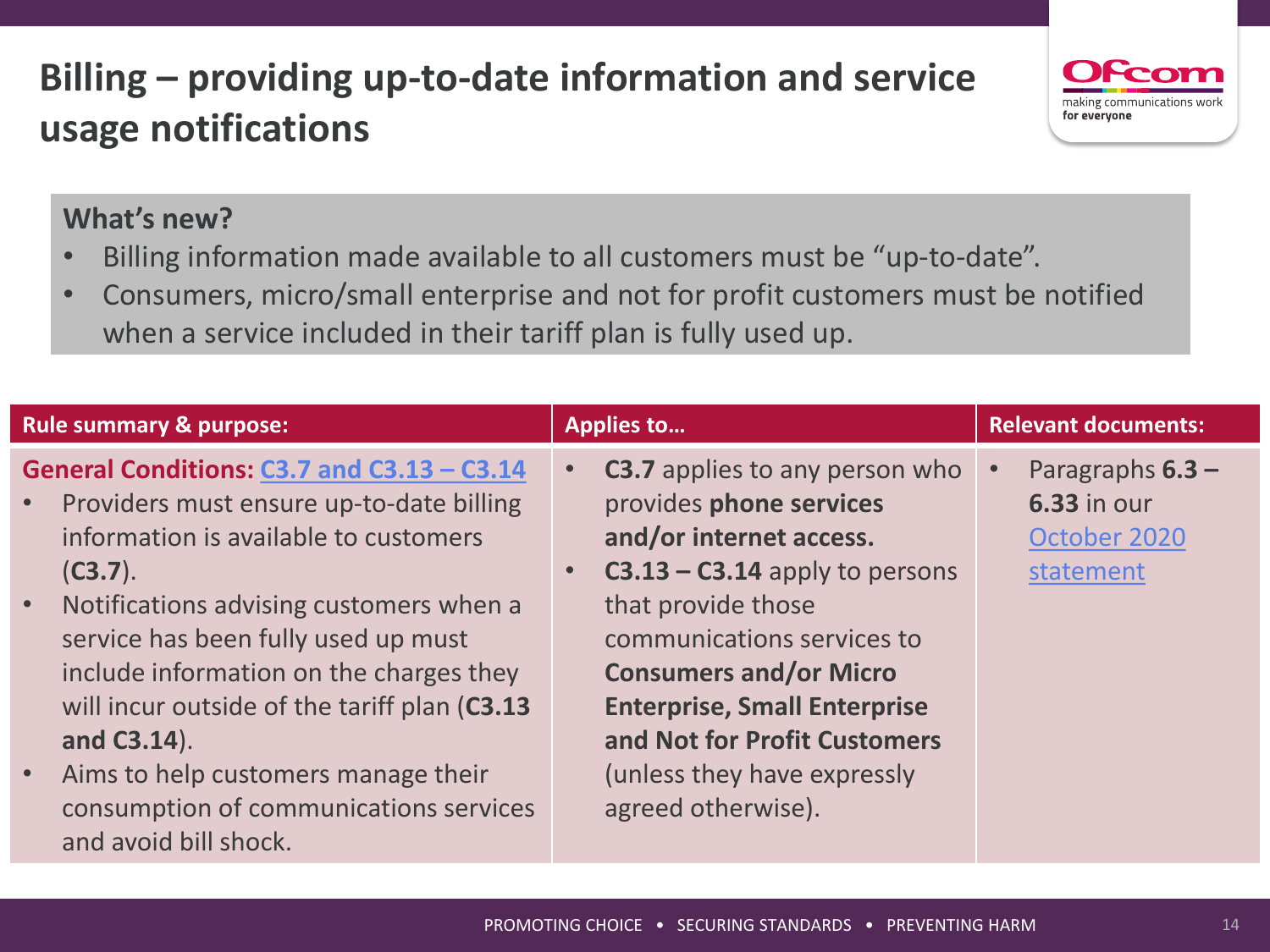# Billing – providing up-to-date information and service usage notifications

**What's new?**

- Billing information made available to all customers must be "up-to-date".
- Consumers, micro/small enterprise and not for profit customers must be notified when a service included in their tariff plan is fully used up.

| Rule summary & purpose: | Applies to… | Relevant documents: |
|---|---|---|
| **General Conditions: C3.7 and C3.13 – C3.14**<br>• Providers must ensure up-to-date billing information is available to customers (**C3.7**).<br>• Notifications advising customers when a service has been fully used up must include information on the charges they will incur outside of the tariff plan (**C3.13 and C3.14**).<br>• Aims to help customers manage their consumption of communications services and avoid bill shock. | • **C3.7** applies to any person who provides **phone services and/or internet access.**<br>• **C3.13 – C3.14** apply to persons that provide those communications services to **Consumers and/or Micro Enterprise, Small Enterprise and Not for Profit Customers** (unless they have expressly agreed otherwise). | • Paragraphs **6.3 – 6.33** in our October 2020 statement |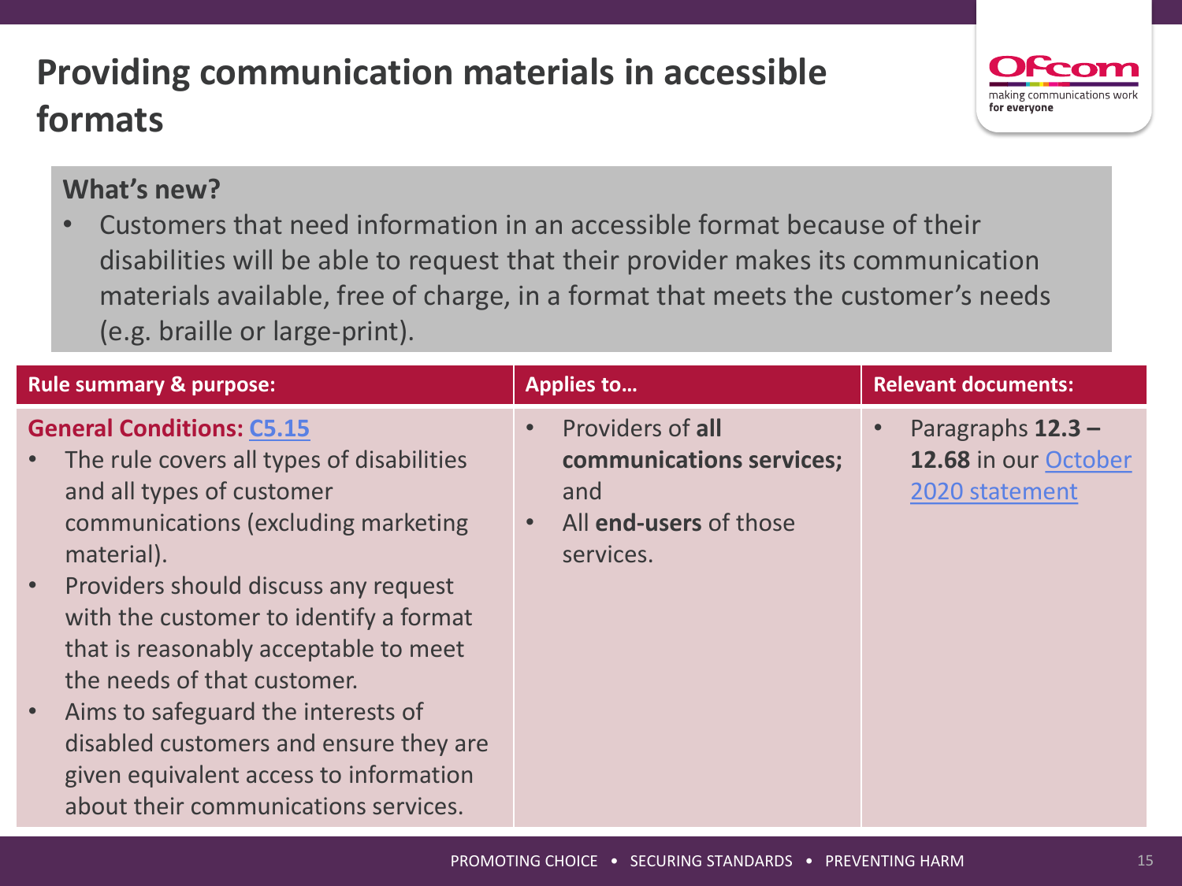# Providing communication materials in accessible formats

### What's new?

- Customers that need information in an accessible format because of their disabilities will be able to request that their provider makes its communication materials available, free of charge, in a format that meets the customer's needs (e.g. braille or large-print).

| Rule summary & purpose: | Applies to… | Relevant documents: |
| --- | --- | --- |
| **General Conditions: C5.15**<br>• The rule covers all types of disabilities and all types of customer communications (excluding marketing material).<br>• Providers should discuss any request with the customer to identify a format that is reasonably acceptable to meet the needs of that customer.<br>• Aims to safeguard the interests of disabled customers and ensure they are given equivalent access to information about their communications services. | • Providers of **all communications services;** and<br>• All **end-users** of those services. | • Paragraphs **12.3 – 12.68** in our October 2020 statement |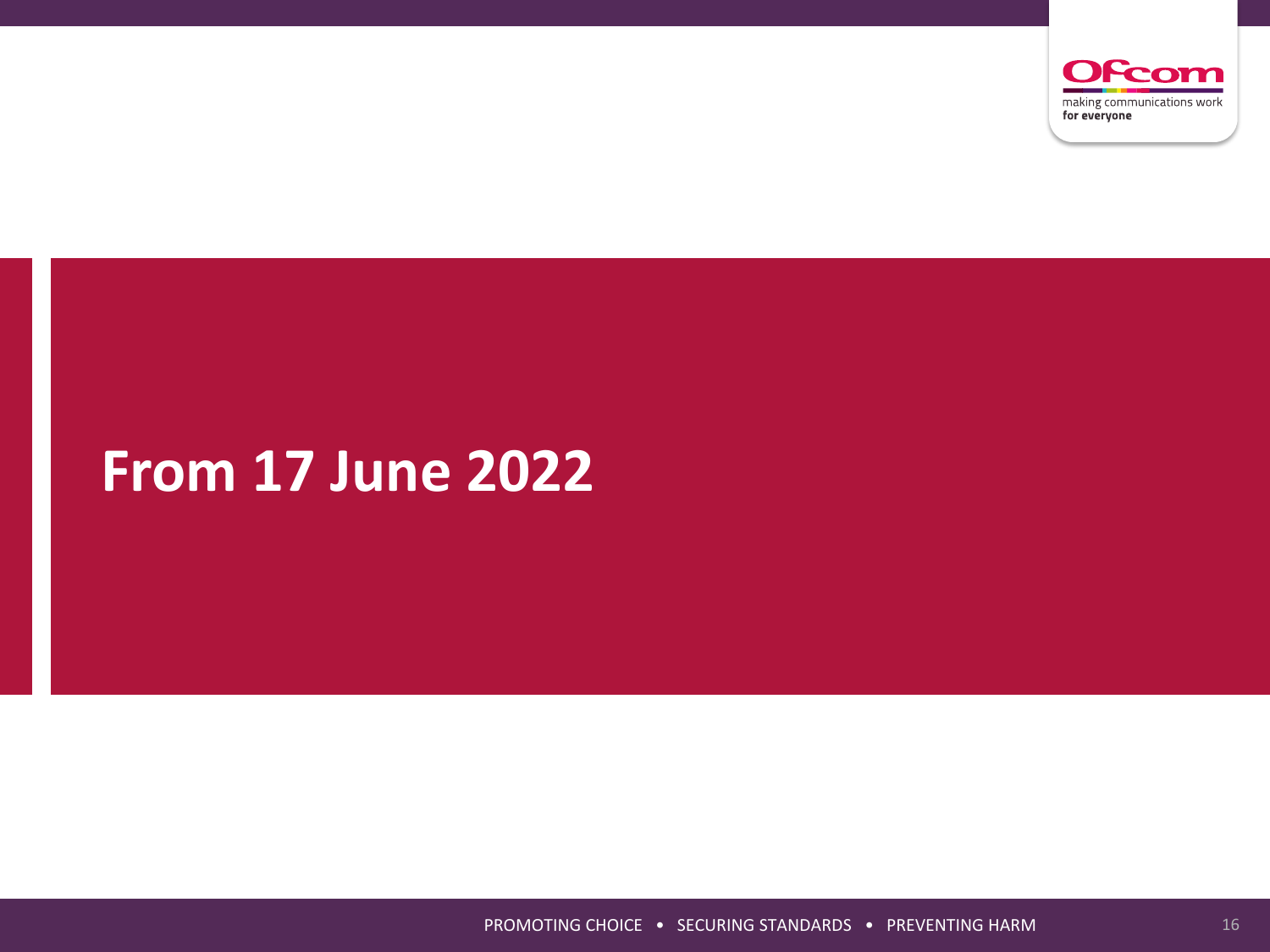# From 17 June 2022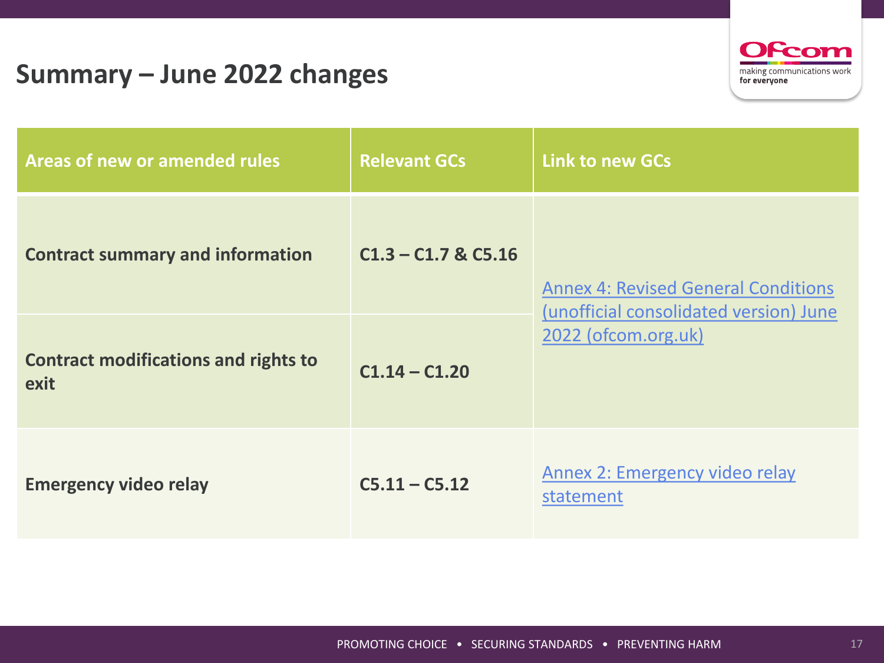# Summary – June 2022 changes

| Areas of new or amended rules | Relevant GCs | Link to new GCs |
|---|---|---|
| **Contract summary and information** | **C1.3 – C1.7 & C5.16** | Annex 4: Revised General Conditions (unofficial consolidated version) June 2022 (ofcom.org.uk) |
| **Contract modifications and rights to exit** | **C1.14 – C1.20** | |
| **Emergency video relay** | **C5.11 – C5.12** | Annex 2: Emergency video relay statement |

PROMOTING CHOICE • SECURING STANDARDS • PREVENTING HARM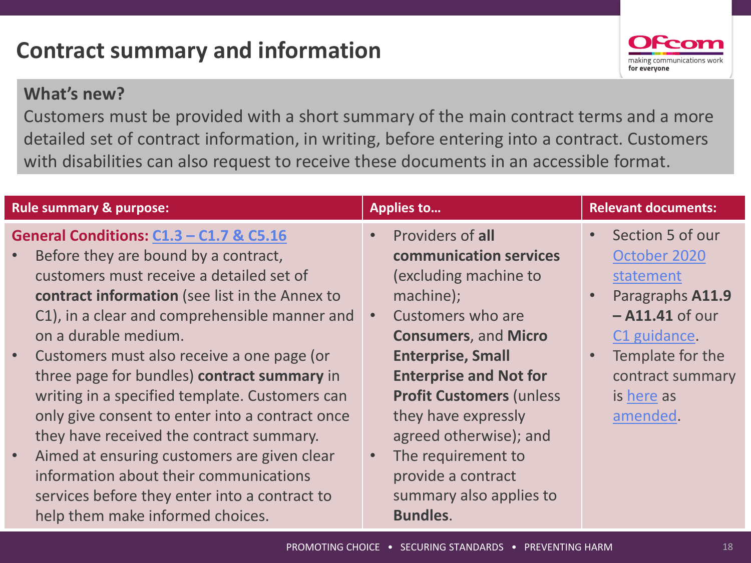# Contract summary and information

**What's new?**

Customers must be provided with a short summary of the main contract terms and a more detailed set of contract information, in writing, before entering into a contract. Customers with disabilities can also request to receive these documents in an accessible format.

| Rule summary & purpose: | Applies to… | Relevant documents: |
|---|---|---|
| **General Conditions: C1.3 – C1.7 & C5.16**<br>• Before they are bound by a contract, customers must receive a detailed set of **contract information** (see list in the Annex to C1), in a clear and comprehensible manner and on a durable medium.<br>• Customers must also receive a one page (or three page for bundles) **contract summary** in writing in a specified template. Customers can only give consent to enter into a contract once they have received the contract summary.<br>• Aimed at ensuring customers are given clear information about their communications services before they enter into a contract to help them make informed choices. | • Providers of **all communication services** (excluding machine to machine);<br>• Customers who are **Consumers**, and **Micro Enterprise, Small Enterprise and Not for Profit Customers** (unless they have expressly agreed otherwise); and<br>• The requirement to provide a contract summary also applies to **Bundles**. | • Section 5 of our October 2020 statement<br>• Paragraphs **A11.9 – A11.41** of our C1 guidance.<br>• Template for the contract summary is here as amended. |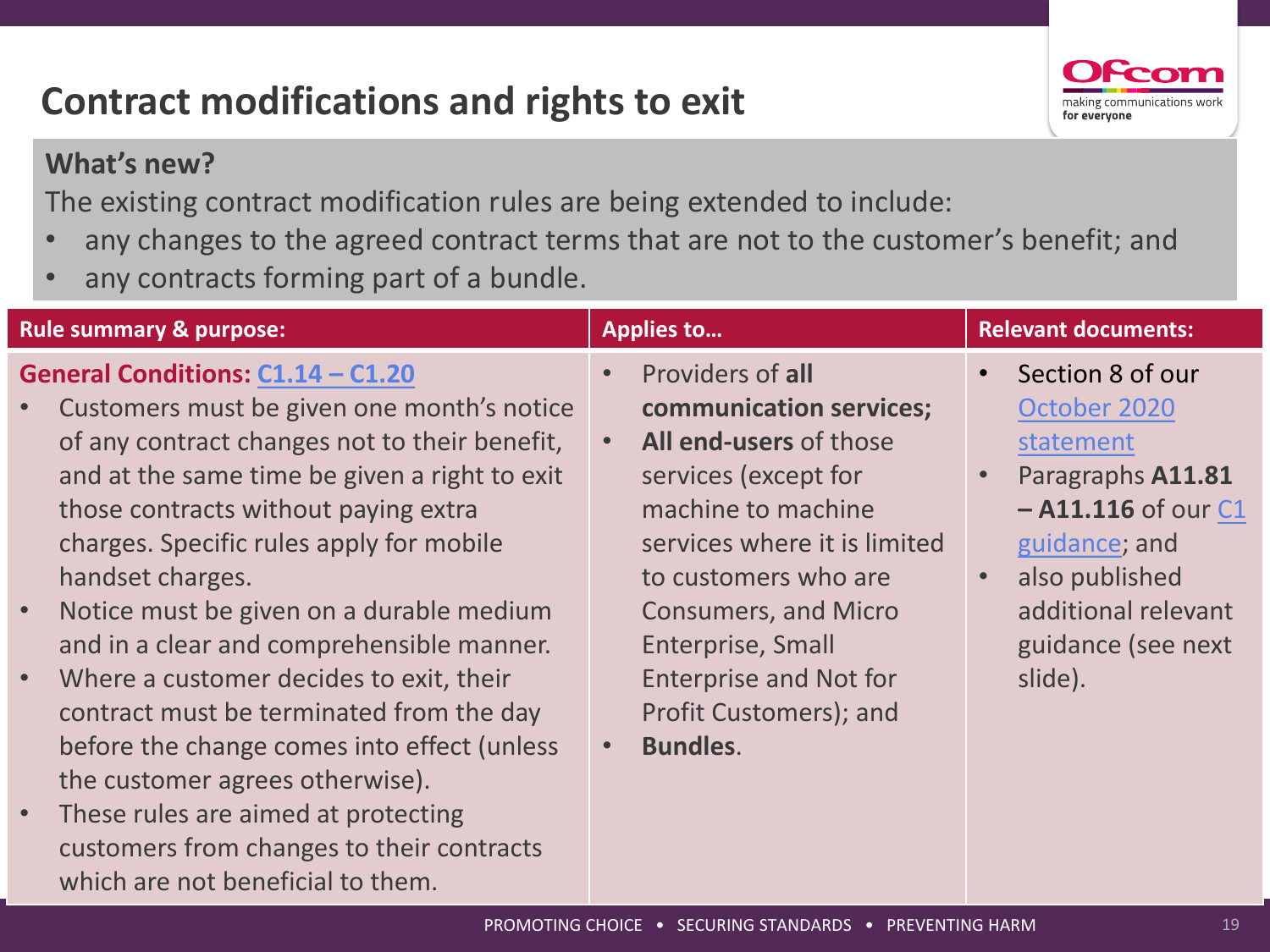# Contract modifications and rights to exit

**What's new?**

The existing contract modification rules are being extended to include:

- any changes to the agreed contract terms that are not to the customer's benefit; and
- any contracts forming part of a bundle.

| Rule summary & purpose: | Applies to… | Relevant documents: |
|---|---|---|
| **General Conditions: C1.14 – C1.20**<br>• Customers must be given one month's notice of any contract changes not to their benefit, and at the same time be given a right to exit those contracts without paying extra charges. Specific rules apply for mobile handset charges.<br>• Notice must be given on a durable medium and in a clear and comprehensible manner.<br>• Where a customer decides to exit, their contract must be terminated from the day before the change comes into effect (unless the customer agrees otherwise).<br>• These rules are aimed at protecting customers from changes to their contracts which are not beneficial to them. | • Providers of **all communication services;**<br>• **All end-users** of those services (except for machine to machine services where it is limited to customers who are Consumers, and Micro Enterprise, Small Enterprise and Not for Profit Customers); and<br>• **Bundles**. | • Section 8 of our October 2020 statement<br>• Paragraphs **A11.81 – A11.116** of our C1 guidance; and<br>• also published additional relevant guidance (see next slide). |

PROMOTING CHOICE • SECURING STANDARDS • PREVENTING HARM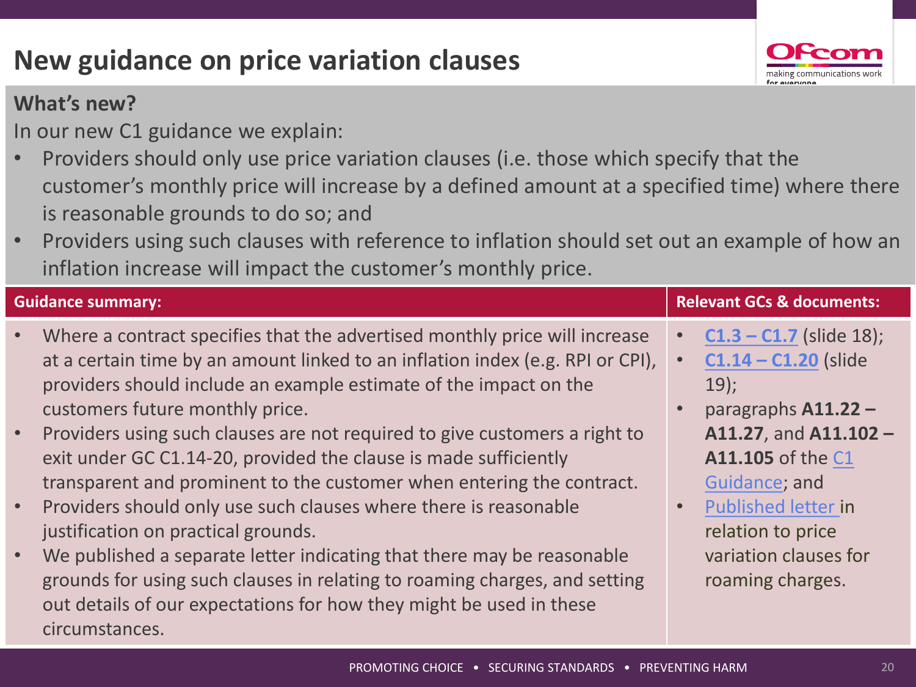# New guidance on price variation clauses

## What's new?

In our new C1 guidance we explain:

- Providers should only use price variation clauses (i.e. those which specify that the customer's monthly price will increase by a defined amount at a specified time) where there is reasonable grounds to do so; and
- Providers using such clauses with reference to inflation should set out an example of how an inflation increase will impact the customer's monthly price.

| Guidance summary: | Relevant GCs & documents: |
| --- | --- |
| • Where a contract specifies that the advertised monthly price will increase at a certain time by an amount linked to an inflation index (e.g. RPI or CPI), providers should include an example estimate of the impact on the customers future monthly price.<br>• Providers using such clauses are not required to give customers a right to exit under GC C1.14-20, provided the clause is made sufficiently transparent and prominent to the customer when entering the contract.<br>• Providers should only use such clauses where there is reasonable justification on practical grounds.<br>• We published a separate letter indicating that there may be reasonable grounds for using such clauses in relating to roaming charges, and setting out details of our expectations for how they might be used in these circumstances. | • **C1.3 – C1.7** (slide 18);<br>• **C1.14 – C1.20** (slide 19);<br>• paragraphs **A11.22 – A11.27**, and **A11.102 – A11.105** of the C1 Guidance; and<br>• Published letter in relation to price variation clauses for roaming charges. |

PROMOTING CHOICE • SECURING STANDARDS • PREVENTING HARM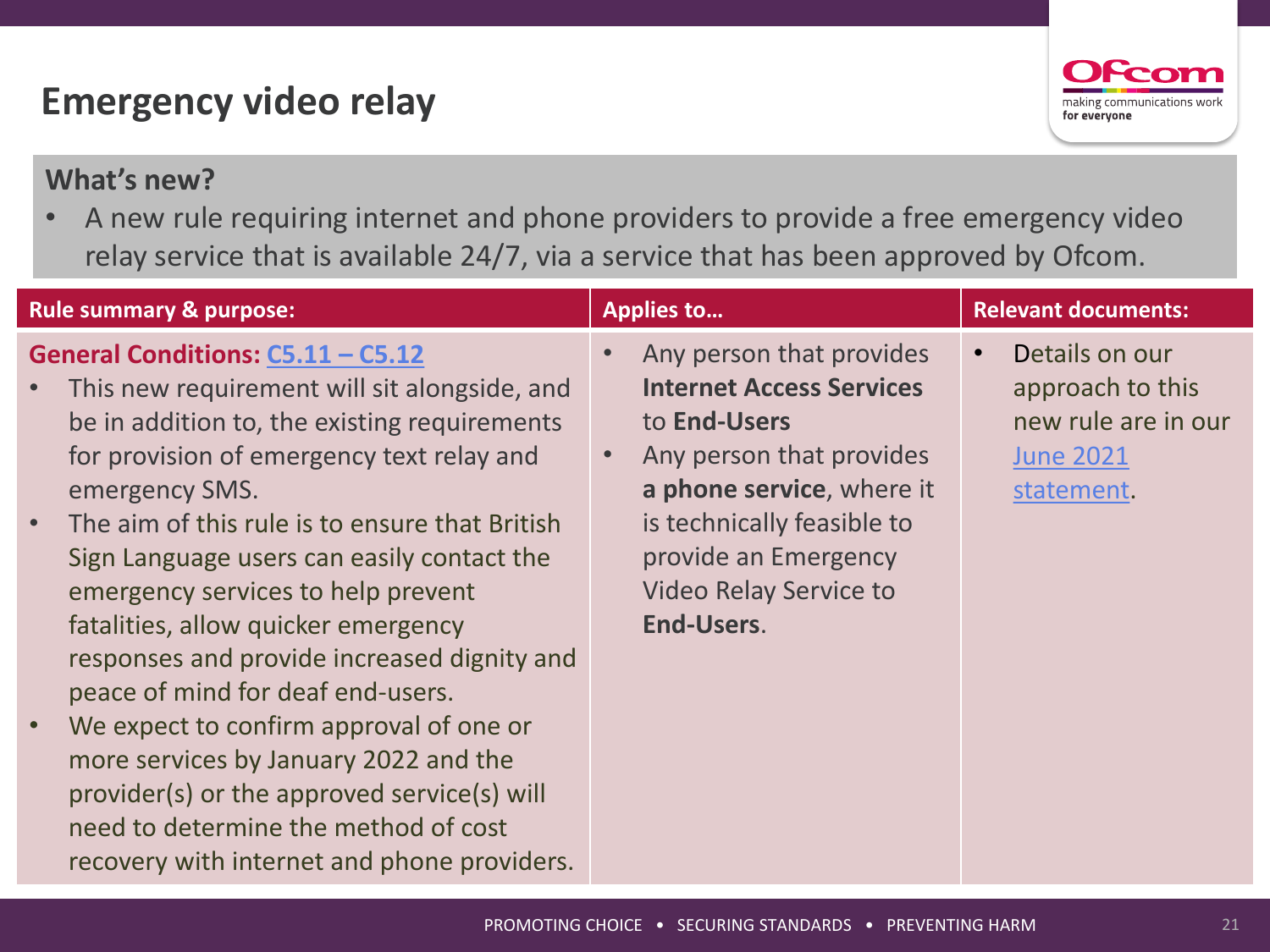# Emergency video relay

## What's new?

- A new rule requiring internet and phone providers to provide a free emergency video relay service that is available 24/7, via a service that has been approved by Ofcom.

| Rule summary & purpose: | Applies to… | Relevant documents: |
|---|---|---|
| **General Conditions: C5.11 – C5.12**<br>• This new requirement will sit alongside, and be in addition to, the existing requirements for provision of emergency text relay and emergency SMS.<br>• The aim of this rule is to ensure that British Sign Language users can easily contact the emergency services to help prevent fatalities, allow quicker emergency responses and provide increased dignity and peace of mind for deaf end-users.<br>• We expect to confirm approval of one or more services by January 2022 and the provider(s) or the approved service(s) will need to determine the method of cost recovery with internet and phone providers. | • Any person that provides **Internet Access Services** to **End-Users**<br>• Any person that provides **a phone service**, where it is technically feasible to provide an Emergency Video Relay Service to **End-Users**. | • Details on our approach to this new rule are in our June 2021 statement. |